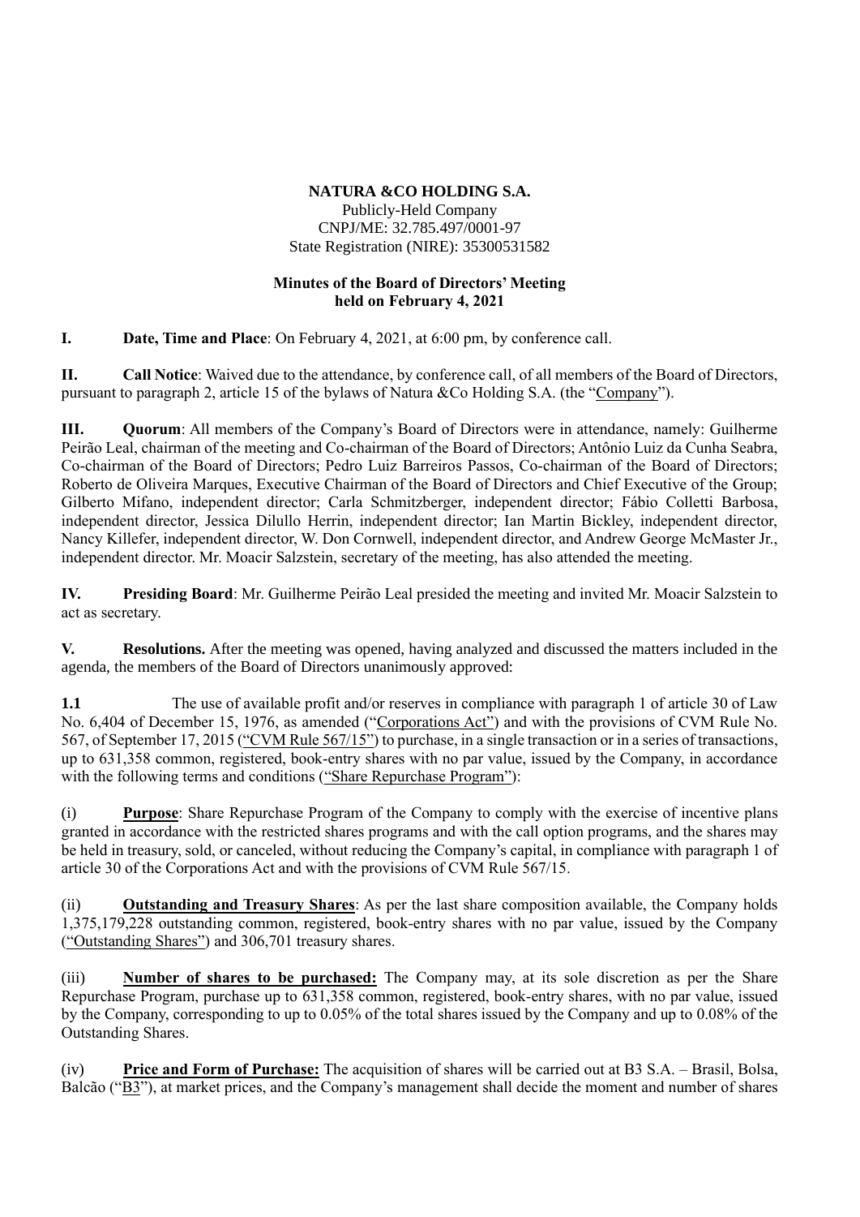**NATURA &CO HOLDING S.A.**
Publicly-Held Company
CNPJ/ME: 32.785.497/0001-97
State Registration (NIRE): 35300531582

**Minutes of the Board of Directors' Meeting held on February 4, 2021**

**I. Date, Time and Place**: On February 4, 2021, at 6:00 pm, by conference call.

**II. Call Notice**: Waived due to the attendance, by conference call, of all members of the Board of Directors, pursuant to paragraph 2, article 15 of the bylaws of Natura &Co Holding S.A. (the "Company").

**III. Quorum**: All members of the Company's Board of Directors were in attendance, namely: Guilherme Peirão Leal, chairman of the meeting and Co-chairman of the Board of Directors; Antônio Luiz da Cunha Seabra, Co-chairman of the Board of Directors; Pedro Luiz Barreiros Passos, Co-chairman of the Board of Directors; Roberto de Oliveira Marques, Executive Chairman of the Board of Directors and Chief Executive of the Group; Gilberto Mifano, independent director; Carla Schmitzberger, independent director; Fábio Colletti Barbosa, independent director, Jessica Dilullo Herrin, independent director; Ian Martin Bickley, independent director, Nancy Killefer, independent director, W. Don Cornwell, independent director, and Andrew George McMaster Jr., independent director. Mr. Moacir Salzstein, secretary of the meeting, has also attended the meeting.

**IV. Presiding Board**: Mr. Guilherme Peirão Leal presided the meeting and invited Mr. Moacir Salzstein to act as secretary.

**V. Resolutions.** After the meeting was opened, having analyzed and discussed the matters included in the agenda, the members of the Board of Directors unanimously approved:

**1.1** The use of available profit and/or reserves in compliance with paragraph 1 of article 30 of Law No. 6,404 of December 15, 1976, as amended ("Corporations Act") and with the provisions of CVM Rule No. 567, of September 17, 2015 ("CVM Rule 567/15") to purchase, in a single transaction or in a series of transactions, up to 631,358 common, registered, book-entry shares with no par value, issued by the Company, in accordance with the following terms and conditions ("Share Repurchase Program"):

(i) **Purpose**: Share Repurchase Program of the Company to comply with the exercise of incentive plans granted in accordance with the restricted shares programs and with the call option programs, and the shares may be held in treasury, sold, or canceled, without reducing the Company's capital, in compliance with paragraph 1 of article 30 of the Corporations Act and with the provisions of CVM Rule 567/15.

(ii) **Outstanding and Treasury Shares**: As per the last share composition available, the Company holds 1,375,179,228 outstanding common, registered, book-entry shares with no par value, issued by the Company ("Outstanding Shares") and 306,701 treasury shares.

(iii) **Number of shares to be purchased:** The Company may, at its sole discretion as per the Share Repurchase Program, purchase up to 631,358 common, registered, book-entry shares, with no par value, issued by the Company, corresponding to up to 0.05% of the total shares issued by the Company and up to 0.08% of the Outstanding Shares.

(iv) **Price and Form of Purchase:** The acquisition of shares will be carried out at B3 S.A. – Brasil, Bolsa, Balcão ("B3"), at market prices, and the Company's management shall decide the moment and number of shares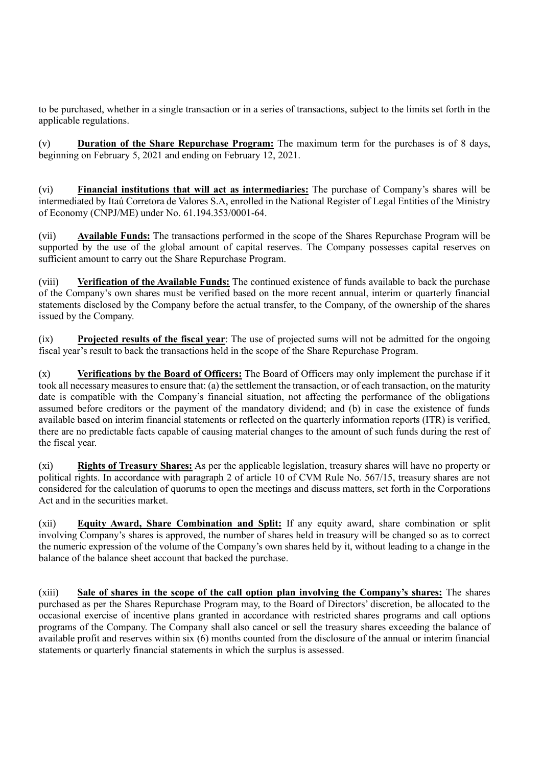to be purchased, whether in a single transaction or in a series of transactions, subject to the limits set forth in the applicable regulations.

(v) **Duration of the Share Repurchase Program:** The maximum term for the purchases is of 8 days, beginning on February 5, 2021 and ending on February 12, 2021.

(vi) **Financial institutions that will act as intermediaries:** The purchase of Company's shares will be intermediated by Itaú Corretora de Valores S.A, enrolled in the National Register of Legal Entities of the Ministry of Economy (CNPJ/ME) under No. 61.194.353/0001-64.

(vii) **Available Funds:** The transactions performed in the scope of the Shares Repurchase Program will be supported by the use of the global amount of capital reserves. The Company possesses capital reserves on sufficient amount to carry out the Share Repurchase Program.

(viii) **Verification of the Available Funds:** The continued existence of funds available to back the purchase of the Company's own shares must be verified based on the more recent annual, interim or quarterly financial statements disclosed by the Company before the actual transfer, to the Company, of the ownership of the shares issued by the Company.

(ix) **Projected results of the fiscal year**: The use of projected sums will not be admitted for the ongoing fiscal year's result to back the transactions held in the scope of the Share Repurchase Program.

(x) **Verifications by the Board of Officers:** The Board of Officers may only implement the purchase if it took all necessary measures to ensure that: (a) the settlement the transaction, or of each transaction, on the maturity date is compatible with the Company's financial situation, not affecting the performance of the obligations assumed before creditors or the payment of the mandatory dividend; and (b) in case the existence of funds available based on interim financial statements or reflected on the quarterly information reports (ITR) is verified, there are no predictable facts capable of causing material changes to the amount of such funds during the rest of the fiscal year.

(xi) **Rights of Treasury Shares:** As per the applicable legislation, treasury shares will have no property or political rights. In accordance with paragraph 2 of article 10 of CVM Rule No. 567/15, treasury shares are not considered for the calculation of quorums to open the meetings and discuss matters, set forth in the Corporations Act and in the securities market.

(xii) **Equity Award, Share Combination and Split:** If any equity award, share combination or split involving Company's shares is approved, the number of shares held in treasury will be changed so as to correct the numeric expression of the volume of the Company's own shares held by it, without leading to a change in the balance of the balance sheet account that backed the purchase.

(xiii) **Sale of shares in the scope of the call option plan involving the Company's shares:** The shares purchased as per the Shares Repurchase Program may, to the Board of Directors' discretion, be allocated to the occasional exercise of incentive plans granted in accordance with restricted shares programs and call options programs of the Company. The Company shall also cancel or sell the treasury shares exceeding the balance of available profit and reserves within six (6) months counted from the disclosure of the annual or interim financial statements or quarterly financial statements in which the surplus is assessed.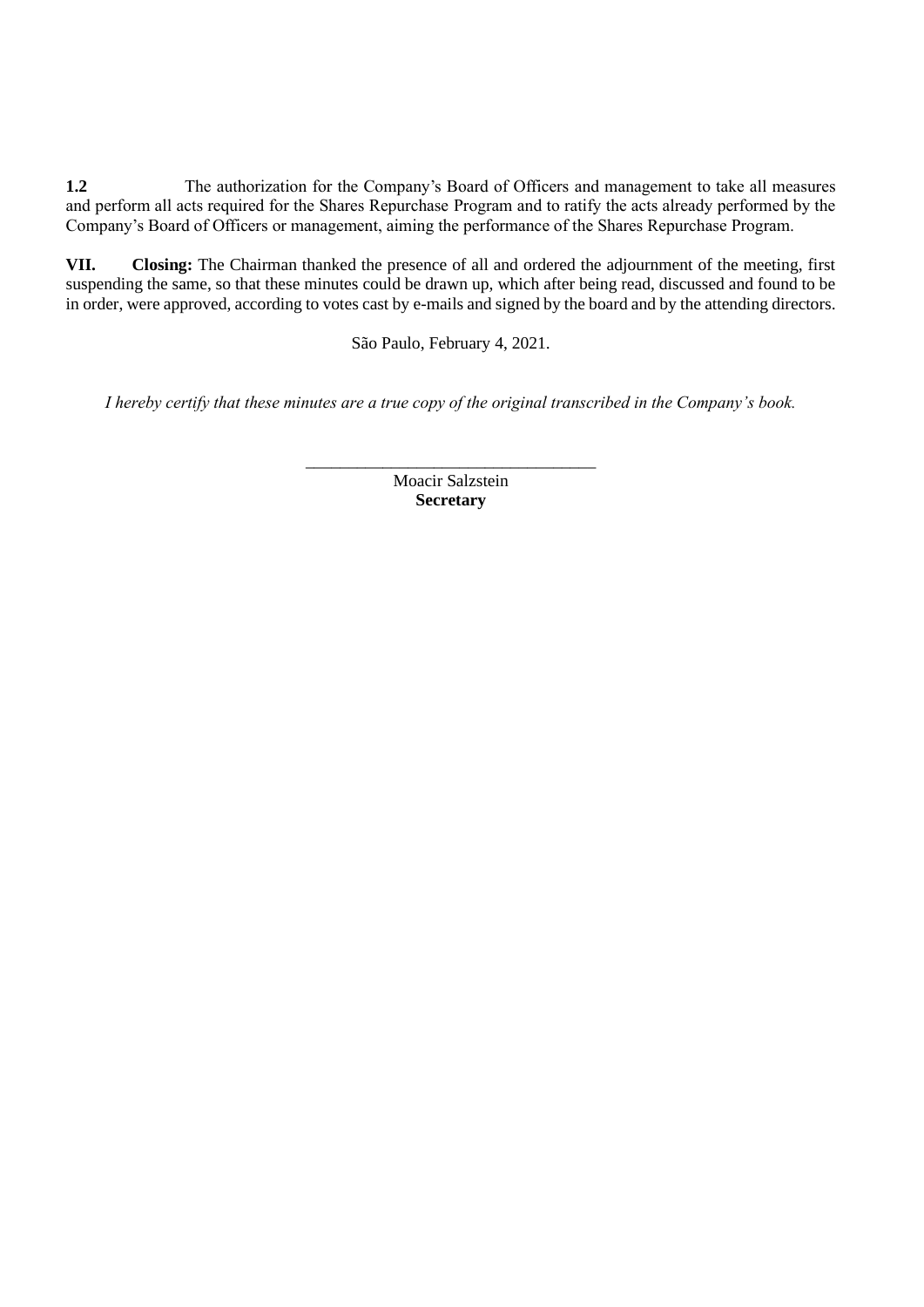**1.2** The authorization for the Company's Board of Officers and management to take all measures and perform all acts required for the Shares Repurchase Program and to ratify the acts already performed by the Company's Board of Officers or management, aiming the performance of the Shares Repurchase Program.

**VII. Closing:** The Chairman thanked the presence of all and ordered the adjournment of the meeting, first suspending the same, so that these minutes could be drawn up, which after being read, discussed and found to be in order, were approved, according to votes cast by e-mails and signed by the board and by the attending directors.

São Paulo, February 4, 2021.

*I hereby certify that these minutes are a true copy of the original transcribed in the Company's book.*

_________________________________
Moacir Salzstein
**Secretary**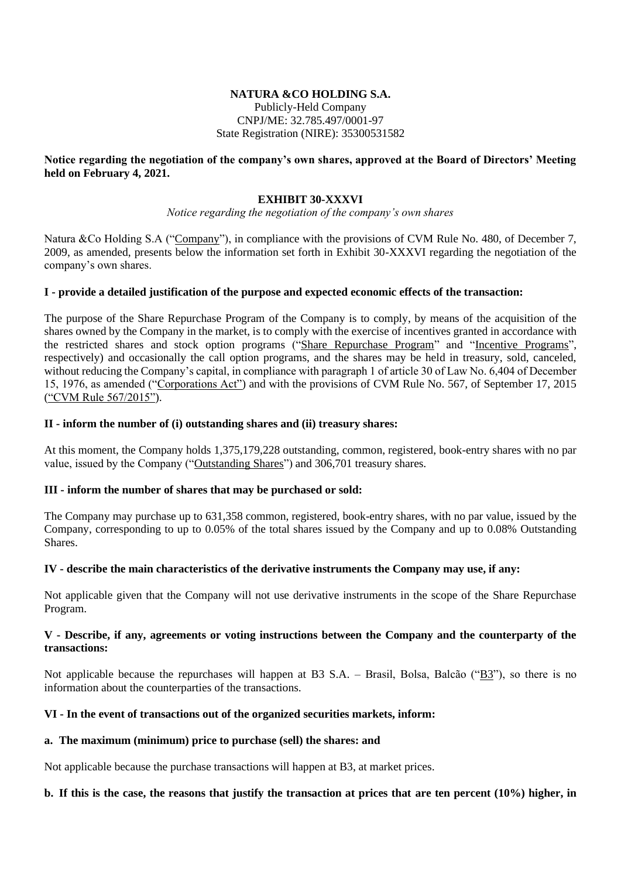**NATURA &CO HOLDING S.A.**
Publicly-Held Company
CNPJ/ME: 32.785.497/0001-97
State Registration (NIRE): 35300531582

**Notice regarding the negotiation of the company's own shares, approved at the Board of Directors' Meeting held on February 4, 2021.**

**EXHIBIT 30-XXXVI**

*Notice regarding the negotiation of the company's own shares*

Natura &Co Holding S.A ("Company"), in compliance with the provisions of CVM Rule No. 480, of December 7, 2009, as amended, presents below the information set forth in Exhibit 30-XXXVI regarding the negotiation of the company's own shares.

**I - provide a detailed justification of the purpose and expected economic effects of the transaction:**

The purpose of the Share Repurchase Program of the Company is to comply, by means of the acquisition of the shares owned by the Company in the market, is to comply with the exercise of incentives granted in accordance with the restricted shares and stock option programs ("Share Repurchase Program" and "Incentive Programs", respectively) and occasionally the call option programs, and the shares may be held in treasury, sold, canceled, without reducing the Company's capital, in compliance with paragraph 1 of article 30 of Law No. 6,404 of December 15, 1976, as amended ("Corporations Act") and with the provisions of CVM Rule No. 567, of September 17, 2015 ("CVM Rule 567/2015").

**II - inform the number of (i) outstanding shares and (ii) treasury shares:**

At this moment, the Company holds 1,375,179,228 outstanding, common, registered, book-entry shares with no par value, issued by the Company ("Outstanding Shares") and 306,701 treasury shares.

**III - inform the number of shares that may be purchased or sold:**

The Company may purchase up to 631,358 common, registered, book-entry shares, with no par value, issued by the Company, corresponding to up to 0.05% of the total shares issued by the Company and up to 0.08% Outstanding Shares.

**IV - describe the main characteristics of the derivative instruments the Company may use, if any:**

Not applicable given that the Company will not use derivative instruments in the scope of the Share Repurchase Program.

**V - Describe, if any, agreements or voting instructions between the Company and the counterparty of the transactions:**

Not applicable because the repurchases will happen at B3 S.A. – Brasil, Bolsa, Balcão ("B3"), so there is no information about the counterparties of the transactions.

**VI - In the event of transactions out of the organized securities markets, inform:**

**a. The maximum (minimum) price to purchase (sell) the shares: and**

Not applicable because the purchase transactions will happen at B3, at market prices.

**b. If this is the case, the reasons that justify the transaction at prices that are ten percent (10%) higher, in**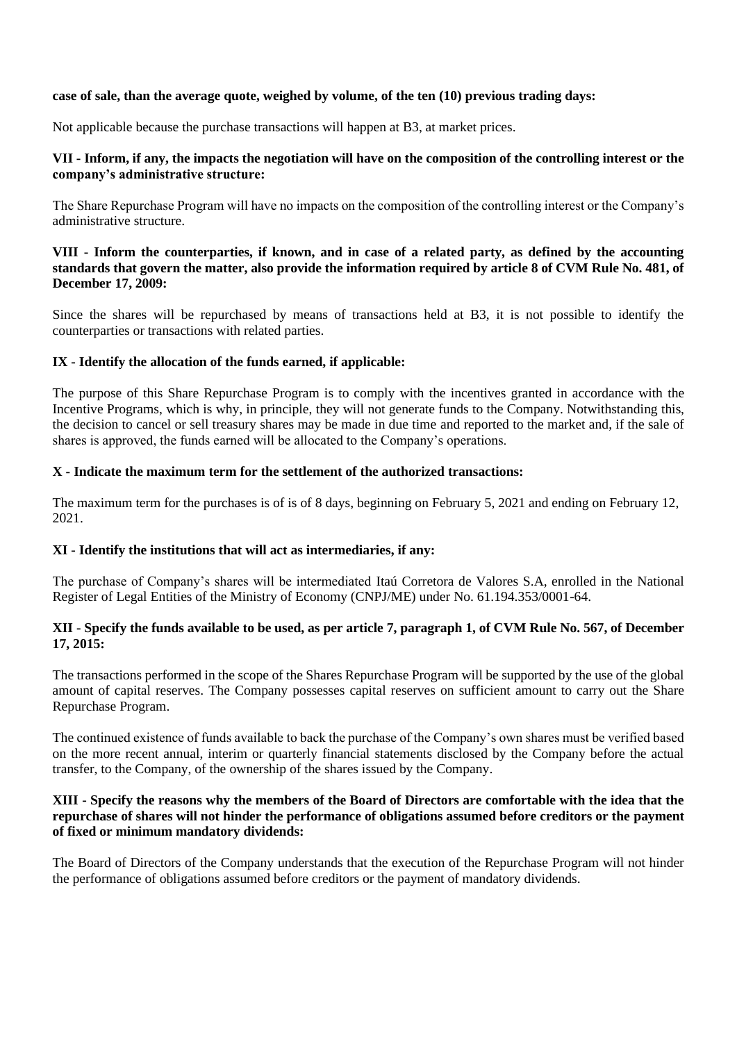**case of sale, than the average quote, weighed by volume, of the ten (10) previous trading days:**

Not applicable because the purchase transactions will happen at B3, at market prices.

**VII - Inform, if any, the impacts the negotiation will have on the composition of the controlling interest or the company's administrative structure:**

The Share Repurchase Program will have no impacts on the composition of the controlling interest or the Company's administrative structure.

**VIII - Inform the counterparties, if known, and in case of a related party, as defined by the accounting standards that govern the matter, also provide the information required by article 8 of CVM Rule No. 481, of December 17, 2009:**

Since the shares will be repurchased by means of transactions held at B3, it is not possible to identify the counterparties or transactions with related parties.

**IX - Identify the allocation of the funds earned, if applicable:**

The purpose of this Share Repurchase Program is to comply with the incentives granted in accordance with the Incentive Programs, which is why, in principle, they will not generate funds to the Company. Notwithstanding this, the decision to cancel or sell treasury shares may be made in due time and reported to the market and, if the sale of shares is approved, the funds earned will be allocated to the Company's operations.

**X - Indicate the maximum term for the settlement of the authorized transactions:**

The maximum term for the purchases is of is of 8 days, beginning on February 5, 2021 and ending on February 12, 2021.

**XI - Identify the institutions that will act as intermediaries, if any:**

The purchase of Company's shares will be intermediated Itaú Corretora de Valores S.A, enrolled in the National Register of Legal Entities of the Ministry of Economy (CNPJ/ME) under No. 61.194.353/0001-64.

**XII - Specify the funds available to be used, as per article 7, paragraph 1, of CVM Rule No. 567, of December 17, 2015:**

The transactions performed in the scope of the Shares Repurchase Program will be supported by the use of the global amount of capital reserves. The Company possesses capital reserves on sufficient amount to carry out the Share Repurchase Program.

The continued existence of funds available to back the purchase of the Company's own shares must be verified based on the more recent annual, interim or quarterly financial statements disclosed by the Company before the actual transfer, to the Company, of the ownership of the shares issued by the Company.

**XIII - Specify the reasons why the members of the Board of Directors are comfortable with the idea that the repurchase of shares will not hinder the performance of obligations assumed before creditors or the payment of fixed or minimum mandatory dividends:**

The Board of Directors of the Company understands that the execution of the Repurchase Program will not hinder the performance of obligations assumed before creditors or the payment of mandatory dividends.